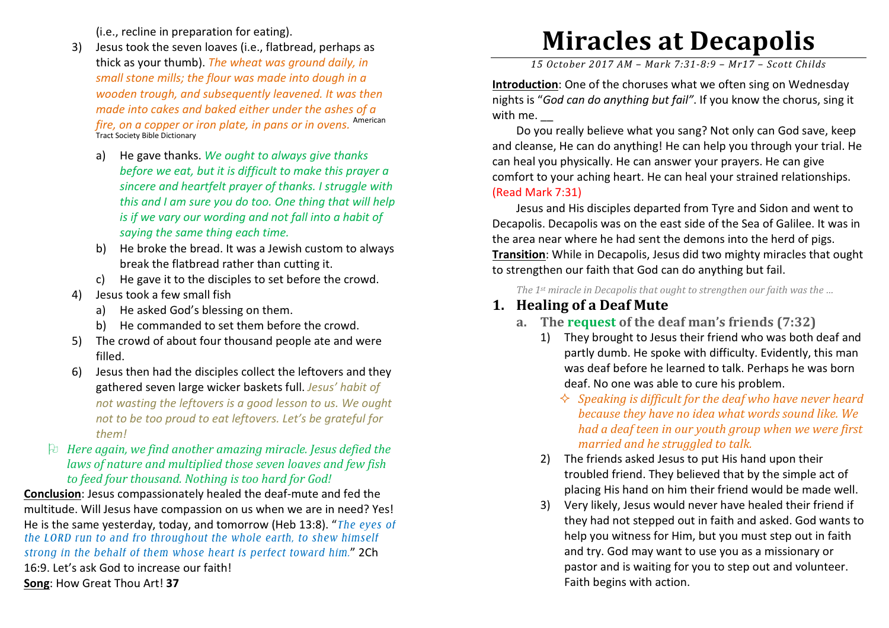(i.e., recline in preparation for eating).

3) Jesus took the seven loaves (i.e., flatbread, perhaps as thick as your thumb). *The wheat was ground daily, in small stone mills; the flour was made into dough in a wooden trough, and subsequently leavened. It was then made into cakes and baked either under the ashes of a fire, on a copper or iron plate, in pans or in ovens.* American Tract Society Bible Dictionary
   a) He gave thanks. *We ought to always give thanks before we eat, but it is difficult to make this prayer a sincere and heartfelt prayer of thanks. I struggle with this and I am sure you do too. One thing that will help is if we vary our wording and not fall into a habit of saying the same thing each time.*
   b) He broke the bread. It was a Jewish custom to always break the flatbread rather than cutting it.
   c) He gave it to the disciples to set before the crowd.
4) Jesus took a few small fish
   a) He asked God's blessing on them.
   b) He commanded to set them before the crowd.
5) The crowd of about four thousand people ate and were filled.
6) Jesus then had the disciples collect the leftovers and they gathered seven large wicker baskets full. *Jesus' habit of not wasting the leftovers is a good lesson to us. We ought not to be too proud to eat leftovers. Let's be grateful for them!*

- *Here again, we find another amazing miracle. Jesus defied the laws of nature and multiplied those seven loaves and few fish to feed four thousand. Nothing is too hard for God!*

**Conclusion**: Jesus compassionately healed the deaf-mute and fed the multitude. Will Jesus have compassion on us when we are in need? Yes! He is the same yesterday, today, and tomorrow (Heb 13:8). "*The eyes of the LORD run to and fro throughout the whole earth, to shew himself strong in the behalf of them whose heart is perfect toward him.*" 2Ch 16:9. Let's ask God to increase our faith!

**Song**: How Great Thou Art! **37**

# Miracles at Decapolis

*15 October 2017 AM – Mark 7:31-8:9 – Mr17 – Scott Childs*

**Introduction**: One of the choruses what we often sing on Wednesday nights is "*God can do anything but fail"*. If you know the chorus, sing it with me. __

Do you really believe what you sang? Not only can God save, keep and cleanse, He can do anything! He can help you through your trial. He can heal you physically. He can answer your prayers. He can give comfort to your aching heart. He can heal your strained relationships. (Read Mark 7:31)

Jesus and His disciples departed from Tyre and Sidon and went to Decapolis. Decapolis was on the east side of the Sea of Galilee. It was in the area near where he had sent the demons into the herd of pigs.

**Transition**: While in Decapolis, Jesus did two mighty miracles that ought to strengthen our faith that God can do anything but fail.

*The 1st miracle in Decapolis that ought to strengthen our faith was the …*

## 1. Healing of a Deaf Mute

### a. The request of the deaf man's friends (7:32)

1) They brought to Jesus their friend who was both deaf and partly dumb. He spoke with difficulty. Evidently, this man was deaf before he learned to talk. Perhaps he was born deaf. No one was able to cure his problem.
   - *Speaking is difficult for the deaf who have never heard because they have no idea what words sound like. We had a deaf teen in our youth group when we were first married and he struggled to talk.*
2) The friends asked Jesus to put His hand upon their troubled friend. They believed that by the simple act of placing His hand on him their friend would be made well.
3) Very likely, Jesus would never have healed their friend if they had not stepped out in faith and asked. God wants to help you witness for Him, but you must step out in faith and try. God may want to use you as a missionary or pastor and is waiting for you to step out and volunteer. Faith begins with action.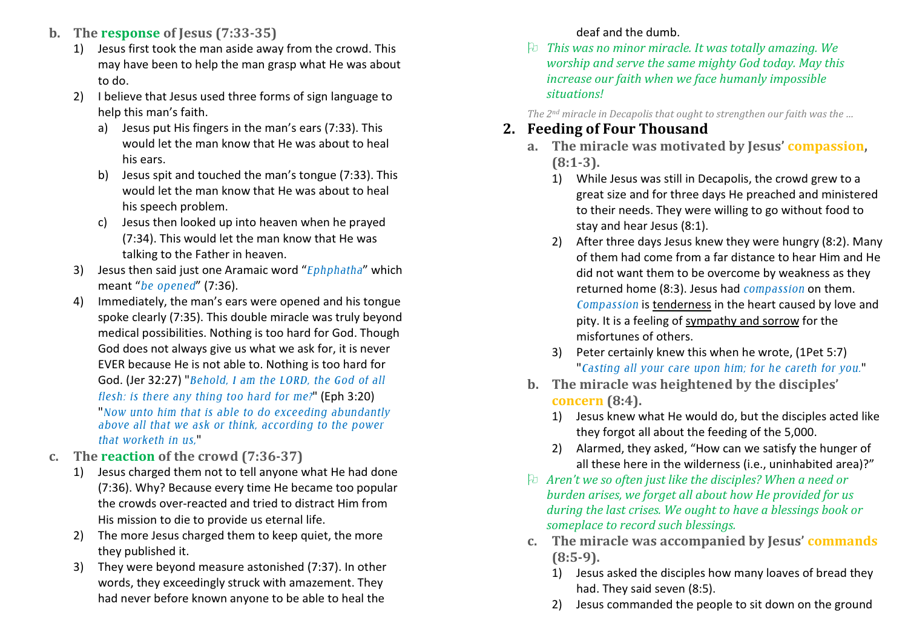**b. The response of Jesus (7:33-35)**

1) Jesus first took the man aside away from the crowd. This may have been to help the man grasp what He was about to do.
2) I believe that Jesus used three forms of sign language to help this man's faith.
   a) Jesus put His fingers in the man's ears (7:33). This would let the man know that He was about to heal his ears.
   b) Jesus spit and touched the man's tongue (7:33). This would let the man know that He was about to heal his speech problem.
   c) Jesus then looked up into heaven when he prayed (7:34). This would let the man know that He was talking to the Father in heaven.
3) Jesus then said just one Aramaic word "*Ephphatha*" which meant "*be opened*" (7:36).
4) Immediately, the man's ears were opened and his tongue spoke clearly (7:35). This double miracle was truly beyond medical possibilities. Nothing is too hard for God. Though God does not always give us what we ask for, it is never EVER because He is not able to. Nothing is too hard for God. (Jer 32:27) "*Behold, I am the LORD, the God of all flesh: is there any thing too hard for me?*" (Eph 3:20) "*Now unto him that is able to do exceeding abundantly above all that we ask or think, according to the power that worketh in us,*"

**c. The reaction of the crowd (7:36-37)**

1) Jesus charged them not to tell anyone what He had done (7:36). Why? Because every time He became too popular the crowds over-reacted and tried to distract Him from His mission to die to provide us eternal life.
2) The more Jesus charged them to keep quiet, the more they published it.
3) They were beyond measure astonished (7:37). In other words, they exceedingly struck with amazement. They had never before known anyone to be able to heal the deaf and the dumb.

*This was no minor miracle. It was totally amazing. We worship and serve the same mighty God today. May this increase our faith when we face humanly impossible situations!*

*The 2nd miracle in Decapolis that ought to strengthen our faith was the …*

## 2. Feeding of Four Thousand

**a. The miracle was motivated by Jesus' compassion, (8:1-3).**

1) While Jesus was still in Decapolis, the crowd grew to a great size and for three days He preached and ministered to their needs. They were willing to go without food to stay and hear Jesus (8:1).
2) After three days Jesus knew they were hungry (8:2). Many of them had come from a far distance to hear Him and He did not want them to be overcome by weakness as they returned home (8:3). Jesus had *compassion* on them. *Compassion* is tenderness in the heart caused by love and pity. It is a feeling of sympathy and sorrow for the misfortunes of others.
3) Peter certainly knew this when he wrote, (1Pet 5:7) "*Casting all your care upon him; for he careth for you.*"

**b. The miracle was heightened by the disciples' concern (8:4).**

1) Jesus knew what He would do, but the disciples acted like they forgot all about the feeding of the 5,000.
2) Alarmed, they asked, "How can we satisfy the hunger of all these here in the wilderness (i.e., uninhabited area)?"

*Aren't we so often just like the disciples? When a need or burden arises, we forget all about how He provided for us during the last crises. We ought to have a blessings book or someplace to record such blessings.*

**c. The miracle was accompanied by Jesus' commands (8:5-9).**

1) Jesus asked the disciples how many loaves of bread they had. They said seven (8:5).
2) Jesus commanded the people to sit down on the ground